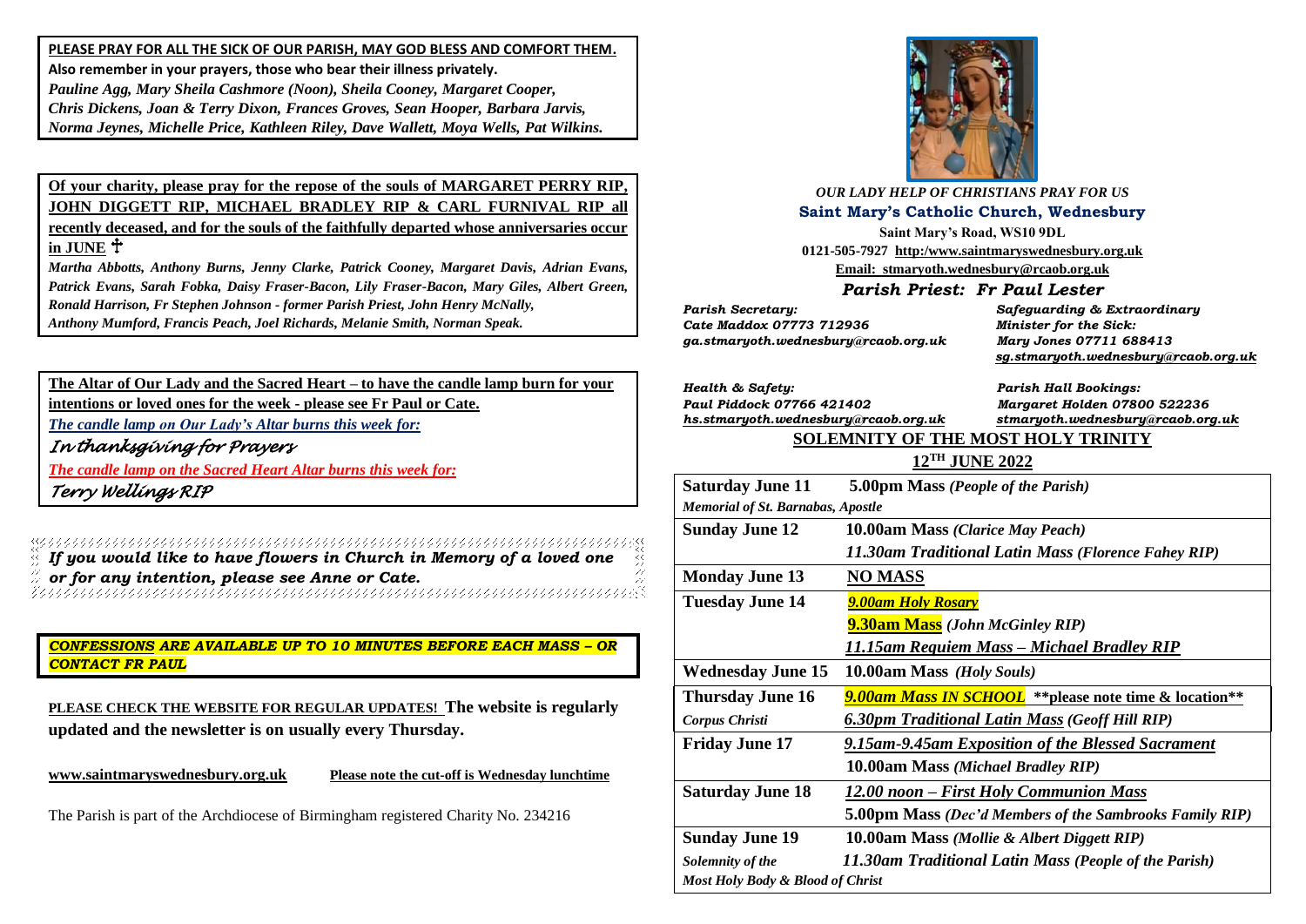**PLEASE PRAY FOR ALL THE SICK OF OUR PARISH, MAY GOD BLESS AND COMFORT THEM.**

**Also remember in your prayers, those who bear their illness privately.**

***Pauline Agg, Mary Sheila Cashmore (Noon), Sheila Cooney, Margaret Cooper, Chris Dickens, Joan & Terry Dixon, Frances Groves, Sean Hooper, Barbara Jarvis, Norma Jeynes, Michelle Price, Kathleen Riley, Dave Wallett, Moya Wells, Pat Wilkins.***

**Of your charity, please pray for the repose of the souls of MARGARET PERRY RIP, JOHN DIGGETT RIP, MICHAEL BRADLEY RIP & CARL FURNIVAL RIP all recently deceased, and for the souls of the faithfully departed whose anniversaries occur in JUNE ☨**

***Martha Abbotts, Anthony Burns, Jenny Clarke, Patrick Cooney, Margaret Davis, Adrian Evans, Patrick Evans, Sarah Fobka, Daisy Fraser-Bacon, Lily Fraser-Bacon, Mary Giles, Albert Green, Ronald Harrison, Fr Stephen Johnson - former Parish Priest, John Henry McNally, Anthony Mumford, Francis Peach, Joel Richards, Melanie Smith, Norman Speak.***

**The Altar of Our Lady and the Sacred Heart – to have the candle lamp burn for your intentions or loved ones for the week - please see Fr Paul or Cate.**

***The candle lamp on Our Lady's Altar burns this week for:***

*In thanksgiving for Prayers*

***The candle lamp on the Sacred Heart Altar burns this week for:***

*Terry Wellings RIP*

***If you would like to have flowers in Church in Memory of a loved one or for any intention, please see Anne or Cate.***

***CONFESSIONS ARE AVAILABLE UP TO 10 MINUTES BEFORE EACH MASS – OR CONTACT FR PAUL***

**PLEASE CHECK THE WEBSITE FOR REGULAR UPDATES! The website is regularly updated and the newsletter is on usually every Thursday.**

**www.saintmaryswednesbury.org.uk** **Please note the cut-off is Wednesday lunchtime**

The Parish is part of the Archdiocese of Birmingham registered Charity No. 234216

***OUR LADY HELP OF CHRISTIANS PRAY FOR US***

**Saint Mary's Catholic Church, Wednesbury**

**Saint Mary's Road, WS10 9DL**

**0121-505-7927 http:/www.saintmaryswednesbury.org.uk**

**Email: stmaryoth.wednesbury@rcaob.org.uk**

***Parish Priest: Fr Paul Lester***

*Parish Secretary:*
*Cate Maddox 07773 712936*
*ga.stmaryoth.wednesbury@rcaob.org.uk*

*Safeguarding & Extraordinary Minister for the Sick:*
*Mary Jones 07711 688413*
*sg.stmaryoth.wednesbury@rcaob.org.uk*

*Health & Safety:*
*Paul Piddock 07766 421402*
*hs.stmaryoth.wednesbury@rcaob.org.uk*

*Parish Hall Bookings:*
*Margaret Holden 07800 522236*
*stmaryoth.wednesbury@rcaob.org.uk*

## SOLEMNITY OF THE MOST HOLY TRINITY

**12TH JUNE 2022**

| | |
|---|---|
| **Saturday June 11** | **5.00pm Mass** *(People of the Parish)* |
| *Memorial of St. Barnabas, Apostle* | |
| **Sunday June 12** | **10.00am Mass** *(Clarice May Peach)* |
| | *11.30am Traditional Latin Mass (Florence Fahey RIP)* |
| **Monday June 13** | **NO MASS** |
| **Tuesday June 14** | ***9.00am Holy Rosary*** |
| | **9.30am Mass** *(John McGinley RIP)* |
| | ***11.15am Requiem Mass – Michael Bradley RIP*** |
| **Wednesday June 15** | **10.00am Mass** *(Holy Souls)* |
| **Thursday June 16** | ***9.00am Mass IN SCHOOL*** **\*\*please note time & location\*\*** |
| *Corpus Christi* | ***6.30pm Traditional Latin Mass (Geoff Hill RIP)*** |
| **Friday June 17** | ***9.15am-9.45am Exposition of the Blessed Sacrament*** |
| | **10.00am Mass** *(Michael Bradley RIP)* |
| **Saturday June 18** | ***12.00 noon – First Holy Communion Mass*** |
| | **5.00pm Mass** *(Dec'd Members of the Sambrooks Family RIP)* |
| **Sunday June 19** | **10.00am Mass** *(Mollie & Albert Diggett RIP)* |
| *Solemnity of the Most Holy Body & Blood of Christ* | *11.30am Traditional Latin Mass (People of the Parish)* |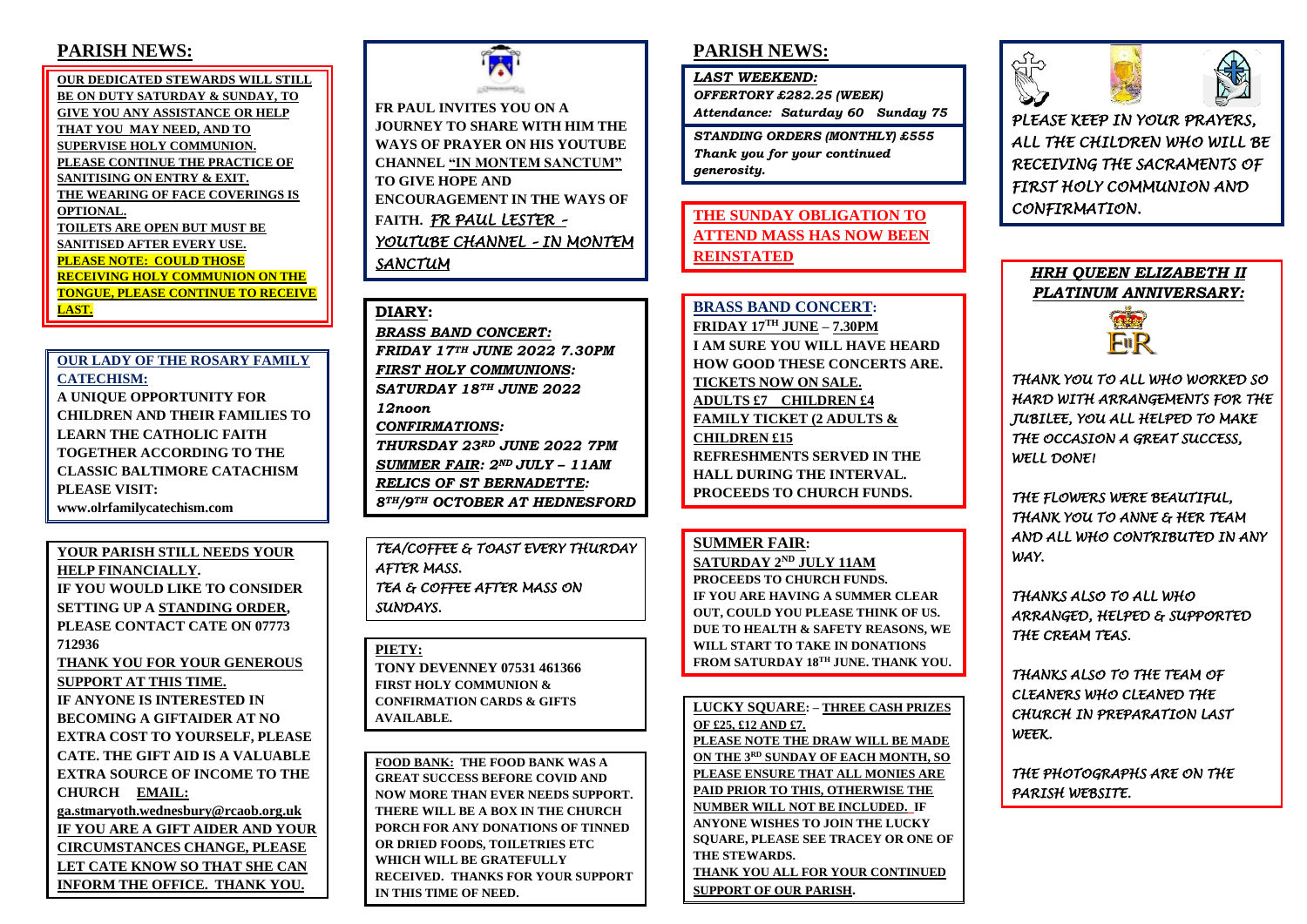## PARISH NEWS:

**OUR DEDICATED STEWARDS WILL STILL BE ON DUTY SATURDAY & SUNDAY, TO GIVE YOU ANY ASSISTANCE OR HELP THAT YOU MAY NEED, AND TO SUPERVISE HOLY COMMUNION.**
**PLEASE CONTINUE THE PRACTICE OF SANITISING ON ENTRY & EXIT.**
**THE WEARING OF FACE COVERINGS IS OPTIONAL.**
**TOILETS ARE OPEN BUT MUST BE SANITISED AFTER EVERY USE.**
**PLEASE NOTE: COULD THOSE RECEIVING HOLY COMMUNION ON THE TONGUE, PLEASE CONTINUE TO RECEIVE LAST.**

**OUR LADY OF THE ROSARY FAMILY CATECHISM:**
**A UNIQUE OPPORTUNITY FOR CHILDREN AND THEIR FAMILIES TO LEARN THE CATHOLIC FAITH TOGETHER ACCORDING TO THE CLASSIC BALTIMORE CATACHISM PLEASE VISIT:**
**www.olrfamilycatechism.com**

**YOUR PARISH STILL NEEDS YOUR HELP FINANCIALLY.**
**IF YOU WOULD LIKE TO CONSIDER SETTING UP A STANDING ORDER, PLEASE CONTACT CATE ON 07773 712936**
**THANK YOU FOR YOUR GENEROUS SUPPORT AT THIS TIME.**
**IF ANYONE IS INTERESTED IN BECOMING A GIFTAIDER AT NO EXTRA COST TO YOURSELF, PLEASE CATE. THE GIFT AID IS A VALUABLE EXTRA SOURCE OF INCOME TO THE CHURCH EMAIL: ga.stmaryoth.wednesbury@rcaob.org.uk**
**IF YOU ARE A GIFT AIDER AND YOUR CIRCUMSTANCES CHANGE, PLEASE LET CATE KNOW SO THAT SHE CAN INFORM THE OFFICE. THANK YOU.**

**FR PAUL INVITES YOU ON A JOURNEY TO SHARE WITH HIM THE WAYS OF PRAYER ON HIS YOUTUBE CHANNEL "IN MONTEM SANCTUM" TO GIVE HOPE AND ENCOURAGEMENT IN THE WAYS OF FAITH.** *FR PAUL LESTER – YOUTUBE CHANNEL – IN MONTEM SANCTUM*

**DIARY:**
***BRASS BAND CONCERT:***
***FRIDAY 17TH JUNE 2022 7.30PM***
***FIRST HOLY COMMUNIONS:***
***SATURDAY 18TH JUNE 2022 12noon***
***CONFIRMATIONS:***
***THURSDAY 23RD JUNE 2022 7PM***
***SUMMER FAIR: 2ND JULY – 11AM***
***RELICS OF ST BERNADETTE:***
***8TH/9TH OCTOBER AT HEDNESFORD***

*TEA/COFFEE & TOAST EVERY THURDAY AFTER MASS.*
*TEA & COFFEE AFTER MASS ON SUNDAYS.*

**PIETY:**
**TONY DEVENNEY 07531 461366**
**FIRST HOLY COMMUNION & CONFIRMATION CARDS & GIFTS AVAILABLE.**

**FOOD BANK: THE FOOD BANK WAS A GREAT SUCCESS BEFORE COVID AND NOW MORE THAN EVER NEEDS SUPPORT. THERE WILL BE A BOX IN THE CHURCH PORCH FOR ANY DONATIONS OF TINNED OR DRIED FOODS, TOILETRIES ETC WHICH WILL BE GRATEFULLY RECEIVED. THANKS FOR YOUR SUPPORT IN THIS TIME OF NEED.**

## PARISH NEWS:

***LAST WEEKEND:***
***OFFERTORY £282.25 (WEEK)***
***Attendance: Saturday 60 Sunday 75***

***STANDING ORDERS (MONTHLY) £555***
***Thank you for your continued generosity.***

**THE SUNDAY OBLIGATION TO ATTEND MASS HAS NOW BEEN REINSTATED**

**BRASS BAND CONCERT:**
**FRIDAY 17TH JUNE – 7.30PM**
**I AM SURE YOU WILL HAVE HEARD HOW GOOD THESE CONCERTS ARE.**
**TICKETS NOW ON SALE.**
**ADULTS £7 CHILDREN £4**
**FAMILY TICKET (2 ADULTS & CHILDREN £15**
**REFRESHMENTS SERVED IN THE HALL DURING THE INTERVAL.**
**PROCEEDS TO CHURCH FUNDS.**

**SUMMER FAIR:**
**SATURDAY 2ND JULY 11AM**
**PROCEEDS TO CHURCH FUNDS.**
**IF YOU ARE HAVING A SUMMER CLEAR OUT, COULD YOU PLEASE THINK OF US. DUE TO HEALTH & SAFETY REASONS, WE WILL START TO TAKE IN DONATIONS FROM SATURDAY 18TH JUNE. THANK YOU.**

**LUCKY SQUARE: – THREE CASH PRIZES OF £25, £12 AND £7.**
**PLEASE NOTE THE DRAW WILL BE MADE ON THE 3RD SUNDAY OF EACH MONTH, SO PLEASE ENSURE THAT ALL MONIES ARE PAID PRIOR TO THIS, OTHERWISE THE NUMBER WILL NOT BE INCLUDED. IF ANYONE WISHES TO JOIN THE LUCKY SQUARE, PLEASE SEE TRACEY OR ONE OF THE STEWARDS.**
**THANK YOU ALL FOR YOUR CONTINUED SUPPORT OF OUR PARISH.**

*PLEASE KEEP IN YOUR PRAYERS, ALL THE CHILDREN WHO WILL BE RECEIVING THE SACRAMENTS OF FIRST HOLY COMMUNION AND CONFIRMATION.*

***HRH QUEEN ELIZABETH II PLATINUM ANNIVERSARY:***

*THANK YOU TO ALL WHO WORKED SO HARD WITH ARRANGEMENTS FOR THE JUBILEE, YOU ALL HELPED TO MAKE THE OCCASION A GREAT SUCCESS, WELL DONE!*

*THE FLOWERS WERE BEAUTIFUL, THANK YOU TO ANNE & HER TEAM AND ALL WHO CONTRIBUTED IN ANY WAY.*

*THANKS ALSO TO ALL WHO ARRANGED, HELPED & SUPPORTED THE CREAM TEAS.*

*THANKS ALSO TO THE TEAM OF CLEANERS WHO CLEANED THE CHURCH IN PREPARATION LAST WEEK.*

*THE PHOTOGRAPHS ARE ON THE PARISH WEBSITE.*